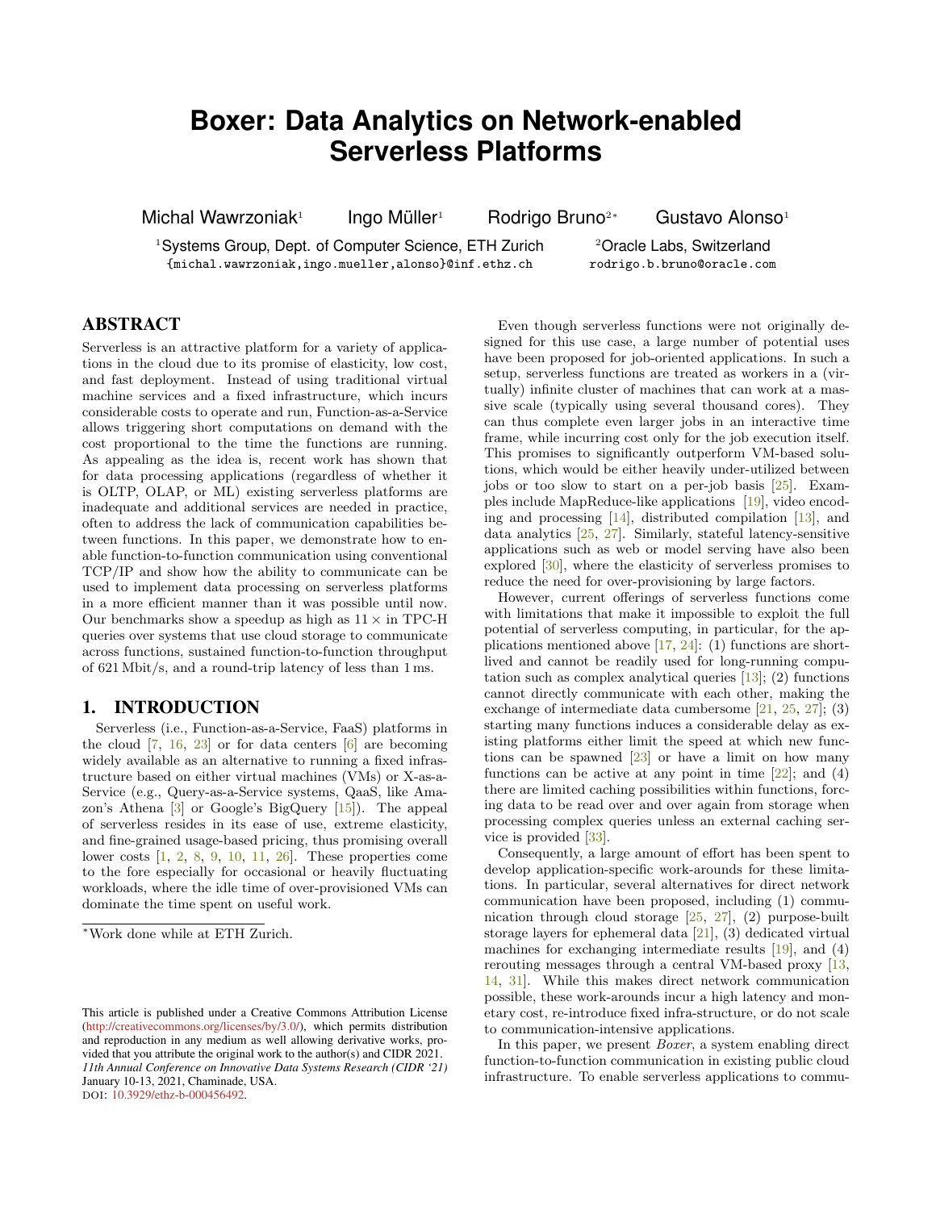# Boxer: Data Analytics on Network-enabled Serverless Platforms

Michal Wawrzoniak[1] Ingo Müller[1] Rodrigo Bruno[2*] Gustavo Alonso[1]

[1]Systems Group, Dept. of Computer Science, ETH Zurich
{michal.wawrzoniak,ingo.mueller,alonso}@inf.ethz.ch

[2]Oracle Labs, Switzerland
rodrigo.b.bruno@oracle.com

## ABSTRACT

Serverless is an attractive platform for a variety of applications in the cloud due to its promise of elasticity, low cost, and fast deployment. Instead of using traditional virtual machine services and a fixed infrastructure, which incurs considerable costs to operate and run, Function-as-a-Service allows triggering short computations on demand with the cost proportional to the time the functions are running. As appealing as the idea is, recent work has shown that for data processing applications (regardless of whether it is OLTP, OLAP, or ML) existing serverless platforms are inadequate and additional services are needed in practice, often to address the lack of communication capabilities between functions. In this paper, we demonstrate how to enable function-to-function communication using conventional TCP/IP and show how the ability to communicate can be used to implement data processing on serverless platforms in a more efficient manner than it was possible until now. Our benchmarks show a speedup as high as 11 × in TPC-H queries over systems that use cloud storage to communicate across functions, sustained function-to-function throughput of 621 Mbit/s, and a round-trip latency of less than 1 ms.

## 1. INTRODUCTION

Serverless (i.e., Function-as-a-Service, FaaS) platforms in the cloud [7, 16, 23] or for data centers [6] are becoming widely available as an alternative to running a fixed infrastructure based on either virtual machines (VMs) or X-as-a-Service (e.g., Query-as-a-Service systems, QaaS, like Amazon's Athena [3] or Google's BigQuery [15]). The appeal of serverless resides in its ease of use, extreme elasticity, and fine-grained usage-based pricing, thus promising overall lower costs [1, 2, 8, 9, 10, 11, 26]. These properties come to the fore especially for occasional or heavily fluctuating workloads, where the idle time of over-provisioned VMs can dominate the time spent on useful work.

Even though serverless functions were not originally designed for this use case, a large number of potential uses have been proposed for job-oriented applications. In such a setup, serverless functions are treated as workers in a (virtually) infinite cluster of machines that can work at a massive scale (typically using several thousand cores). They can thus complete even larger jobs in an interactive time frame, while incurring cost only for the job execution itself. This promises to significantly outperform VM-based solutions, which would be either heavily under-utilized between jobs or too slow to start on a per-job basis [25]. Examples include MapReduce-like applications [19], video encoding and processing [14], distributed compilation [13], and data analytics [25, 27]. Similarly, stateful latency-sensitive applications such as web or model serving have also been explored [30], where the elasticity of serverless promises to reduce the need for over-provisioning by large factors.

However, current offerings of serverless functions come with limitations that make it impossible to exploit the full potential of serverless computing, in particular, for the applications mentioned above [17, 24]: (1) functions are short-lived and cannot be readily used for long-running computation such as complex analytical queries [13]; (2) functions cannot directly communicate with each other, making the exchange of intermediate data cumbersome [21, 25, 27]; (3) starting many functions induces a considerable delay as existing platforms either limit the speed at which new functions can be spawned [23] or have a limit on how many functions can be active at any point in time [22]; and (4) there are limited caching possibilities within functions, forcing data to be read over and over again from storage when processing complex queries unless an external caching service is provided [33].

Consequently, a large amount of effort has been spent to develop application-specific work-arounds for these limitations. In particular, several alternatives for direct network communication have been proposed, including (1) communication through cloud storage [25, 27], (2) purpose-built storage layers for ephemeral data [21], (3) dedicated virtual machines for exchanging intermediate results [19], and (4) rerouting messages through a central VM-based proxy [13, 14, 31]. While this makes direct network communication possible, these work-arounds incur a high latency and monetary cost, re-introduce fixed infra-structure, or do not scale to communication-intensive applications.

In this paper, we present *Boxer*, a system enabling direct function-to-function communication in existing public cloud infrastructure. To enable serverless applications to commu-

[*]Work done while at ETH Zurich.

This article is published under a Creative Commons Attribution License (http://creativecommons.org/licenses/by/3.0/), which permits distribution and reproduction in any medium as well allowing derivative works, provided that you attribute the original work to the author(s) and CIDR 2021.
*11th Annual Conference on Innovative Data Systems Research (CIDR '21)* January 10-13, 2021, Chaminade, USA.
DOI: 10.3929/ethz-b-000456492.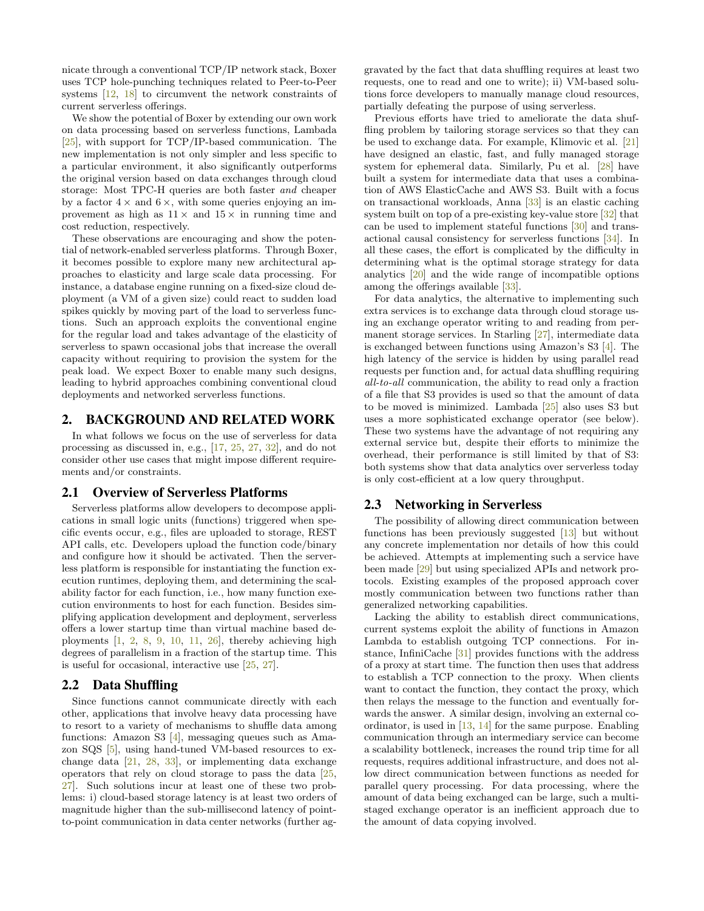nicate through a conventional TCP/IP network stack, Boxer uses TCP hole-punching techniques related to Peer-to-Peer systems [12, 18] to circumvent the network constraints of current serverless offerings.

We show the potential of Boxer by extending our own work on data processing based on serverless functions, Lambada [25], with support for TCP/IP-based communication. The new implementation is not only simpler and less specific to a particular environment, it also significantly outperforms the original version based on data exchanges through cloud storage: Most TPC-H queries are both faster *and* cheaper by a factor $4\times$ and $6\times$, with some queries enjoying an improvement as high as $11\times$ and $15\times$ in running time and cost reduction, respectively.

These observations are encouraging and show the potential of network-enabled serverless platforms. Through Boxer, it becomes possible to explore many new architectural approaches to elasticity and large scale data processing. For instance, a database engine running on a fixed-size cloud deployment (a VM of a given size) could react to sudden load spikes quickly by moving part of the load to serverless functions. Such an approach exploits the conventional engine for the regular load and takes advantage of the elasticity of serverless to spawn occasional jobs that increase the overall capacity without requiring to provision the system for the peak load. We expect Boxer to enable many such designs, leading to hybrid approaches combining conventional cloud deployments and networked serverless functions.

## 2. BACKGROUND AND RELATED WORK

In what follows we focus on the use of serverless for data processing as discussed in, e.g., [17, 25, 27, 32], and do not consider other use cases that might impose different requirements and/or constraints.

### 2.1 Overview of Serverless Platforms

Serverless platforms allow developers to decompose applications in small logic units (functions) triggered when specific events occur, e.g., files are uploaded to storage, REST API calls, etc. Developers upload the function code/binary and configure how it should be activated. Then the serverless platform is responsible for instantiating the function execution runtimes, deploying them, and determining the scalability factor for each function, i.e., how many function execution environments to host for each function. Besides simplifying application development and deployment, serverless offers a lower startup time than virtual machine based deployments [1, 2, 8, 9, 10, 11, 26], thereby achieving high degrees of parallelism in a fraction of the startup time. This is useful for occasional, interactive use [25, 27].

### 2.2 Data Shuffling

Since functions cannot communicate directly with each other, applications that involve heavy data processing have to resort to a variety of mechanisms to shuffle data among functions: Amazon S3 [4], messaging queues such as Amazon SQS [5], using hand-tuned VM-based resources to exchange data [21, 28, 33], or implementing data exchange operators that rely on cloud storage to pass the data [25, 27]. Such solutions incur at least one of these two problems: i) cloud-based storage latency is at least two orders of magnitude higher than the sub-millisecond latency of point-to-point communication in data center networks (further aggravated by the fact that data shuffling requires at least two requests, one to read and one to write); ii) VM-based solutions force developers to manually manage cloud resources, partially defeating the purpose of using serverless.

Previous efforts have tried to ameliorate the data shuffling problem by tailoring storage services so that they can be used to exchange data. For example, Klimovic et al. [21] have designed an elastic, fast, and fully managed storage system for ephemeral data. Similarly, Pu et al. [28] have built a system for intermediate data that uses a combination of AWS ElasticCache and AWS S3. Built with a focus on transactional workloads, Anna [33] is an elastic caching system built on top of a pre-existing key-value store [32] that can be used to implement stateful functions [30] and transactional causal consistency for serverless functions [34]. In all these cases, the effort is complicated by the difficulty in determining what is the optimal storage strategy for data analytics [20] and the wide range of incompatible options among the offerings available [33].

For data analytics, the alternative to implementing such extra services is to exchange data through cloud storage using an exchange operator writing to and reading from permanent storage services. In Starling [27], intermediate data is exchanged between functions using Amazon's S3 [4]. The high latency of the service is hidden by using parallel read requests per function and, for actual data shuffling requiring *all-to-all* communication, the ability to read only a fraction of a file that S3 provides is used so that the amount of data to be moved is minimized. Lambada [25] also uses S3 but uses a more sophisticated exchange operator (see below). These two systems have the advantage of not requiring any external service but, despite their efforts to minimize the overhead, their performance is still limited by that of S3: both systems show that data analytics over serverless today is only cost-efficient at a low query throughput.

### 2.3 Networking in Serverless

The possibility of allowing direct communication between functions has been previously suggested [13] but without any concrete implementation nor details of how this could be achieved. Attempts at implementing such a service have been made [29] but using specialized APIs and network protocols. Existing examples of the proposed approach cover mostly communication between two functions rather than generalized networking capabilities.

Lacking the ability to establish direct communications, current systems exploit the ability of functions in Amazon Lambda to establish outgoing TCP connections. For instance, InfiniCache [31] provides functions with the address of a proxy at start time. The function then uses that address to establish a TCP connection to the proxy. When clients want to contact the function, they contact the proxy, which then relays the message to the function and eventually forwards the answer. A similar design, involving an external coordinator, is used in [13, 14] for the same purpose. Enabling communication through an intermediary service can become a scalability bottleneck, increases the round trip time for all requests, requires additional infrastructure, and does not allow direct communication between functions as needed for parallel query processing. For data processing, where the amount of data being exchanged can be large, such a multi-staged exchange operator is an inefficient approach due to the amount of data copying involved.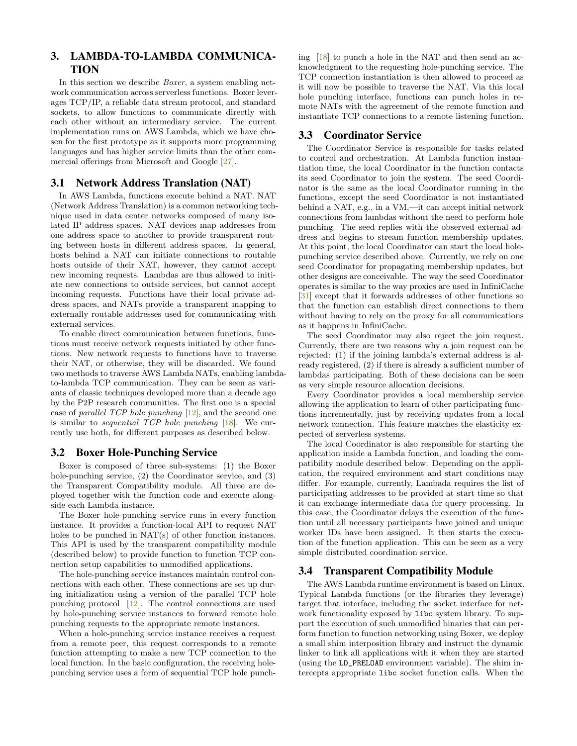## 3. LAMBDA-TO-LAMBDA COMMUNICATION

In this section we describe *Boxer*, a system enabling network communication across serverless functions. Boxer leverages TCP/IP, a reliable data stream protocol, and standard sockets, to allow functions to communicate directly with each other without an intermediary service. The current implementation runs on AWS Lambda, which we have chosen for the first prototype as it supports more programming languages and has higher service limits than the other commercial offerings from Microsoft and Google [27].

### 3.1 Network Address Translation (NAT)

In AWS Lambda, functions execute behind a NAT. NAT (Network Address Translation) is a common networking technique used in data center networks composed of many isolated IP address spaces. NAT devices map addresses from one address space to another to provide transparent routing between hosts in different address spaces. In general, hosts behind a NAT can initiate connections to routable hosts outside of their NAT, however, they cannot accept new incoming requests. Lambdas are thus allowed to initiate new connections to outside services, but cannot accept incoming requests. Functions have their local private address spaces, and NATs provide a transparent mapping to externally routable addresses used for communicating with external services.

To enable direct communication between functions, functions must receive network requests initiated by other functions. New network requests to functions have to traverse their NAT, or otherwise, they will be discarded. We found two methods to traverse AWS Lambda NATs, enabling lambda-to-lambda TCP communication. They can be seen as variants of classic techniques developed more than a decade ago by the P2P research communities. The first one is a special case of *parallel TCP hole punching* [12], and the second one is similar to *sequential TCP hole punching* [18]. We currently use both, for different purposes as described below.

### 3.2 Boxer Hole-Punching Service

Boxer is composed of three sub-systems: (1) the Boxer hole-punching service, (2) the Coordinator service, and (3) the Transparent Compatibility module. All three are deployed together with the function code and execute alongside each Lambda instance.

The Boxer hole-punching service runs in every function instance. It provides a function-local API to request NAT holes to be punched in NAT(s) of other function instances. This API is used by the transparent compatibility module (described below) to provide function to function TCP connection setup capabilities to unmodified applications.

The hole-punching service instances maintain control connections with each other. These connections are set up during initialization using a version of the parallel TCP hole punching protocol [12]. The control connections are used by hole-punching service instances to forward remote hole punching requests to the appropriate remote instances.

When a hole-punching service instance receives a request from a remote peer, this request corresponds to a remote function attempting to make a new TCP connection to the local function. In the basic configuration, the receiving hole-punching service uses a form of sequential TCP hole punching [18] to punch a hole in the NAT and then send an acknowledgment to the requesting hole-punching service. The TCP connection instantiation is then allowed to proceed as it will now be possible to traverse the NAT. Via this local hole punching interface, functions can punch holes in remote NATs with the agreement of the remote function and instantiate TCP connections to a remote listening function.

### 3.3 Coordinator Service

The Coordinator Service is responsible for tasks related to control and orchestration. At Lambda function instantiation time, the local Coordinator in the function contacts its seed Coordinator to join the system. The seed Coordinator is the same as the local Coordinator running in the functions, except the seed Coordinator is not instantiated behind a NAT, e.g., in a VM,—it can accept initial network connections from lambdas without the need to perform hole punching. The seed replies with the observed external address and begins to stream function membership updates. At this point, the local Coordinator can start the local hole-punching service described above. Currently, we rely on one seed Coordinator for propagating membership updates, but other designs are conceivable. The way the seed Coordinator operates is similar to the way proxies are used in InfiniCache [31] except that it forwards addresses of other functions so that the function can establish direct connections to them without having to rely on the proxy for all communications as it happens in InfiniCache.

The seed Coordinator may also reject the join request. Currently, there are two reasons why a join request can be rejected: (1) if the joining lambda's external address is already registered, (2) if there is already a sufficient number of lambdas participating. Both of these decisions can be seen as very simple resource allocation decisions.

Every Coordinator provides a local membership service allowing the application to learn of other participating functions incrementally, just by receiving updates from a local network connection. This feature matches the elasticity expected of serverless systems.

The local Coordinator is also responsible for starting the application inside a Lambda function, and loading the compatibility module described below. Depending on the application, the required environment and start conditions may differ. For example, currently, Lambada requires the list of participating addresses to be provided at start time so that it can exchange intermediate data for query processing. In this case, the Coordinator delays the execution of the function until all necessary participants have joined and unique worker IDs have been assigned. It then starts the execution of the function application. This can be seen as a very simple distributed coordination service.

### 3.4 Transparent Compatibility Module

The AWS Lambda runtime environment is based on Linux. Typical Lambda functions (or the libraries they leverage) target that interface, including the socket interface for network functionality exposed by `libc` system library. To support the execution of such unmodified binaries that can perform function to function networking using Boxer, we deploy a small shim interposition library and instruct the dynamic linker to link all applications with it when they are started (using the `LD_PRELOAD` environment variable). The shim intercepts appropriate `libc` socket function calls. When the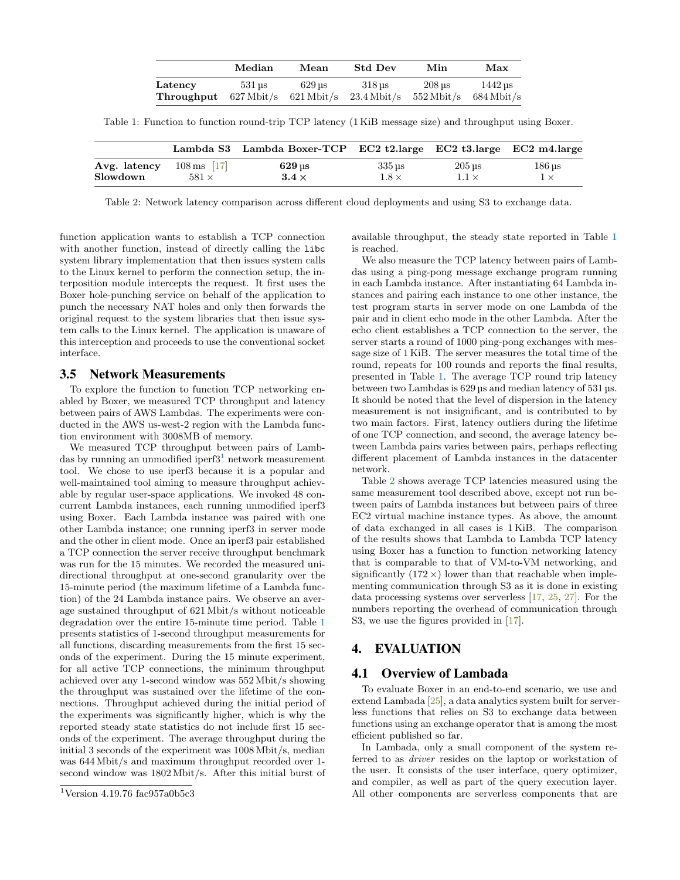| | Median | Mean | Std Dev | Min | Max |
|---|---|---|---|---|---|
| **Latency** | 531 µs | 629 µs | 318 µs | 208 µs | 1442 µs |
| **Throughput** | 627 Mbit/s | 621 Mbit/s | 23.4 Mbit/s | 552 Mbit/s | 684 Mbit/s |

Table 1: Function to function round-trip TCP latency (1 KiB message size) and throughput using Boxer.

| | Lambda S3 | Lambda Boxer-TCP | EC2 t2.large | EC2 t3.large | EC2 m4.large |
|---|---|---|---|---|---|
| **Avg. latency** | 108 ms [17] | **629 µs** | 335 µs | 205 µs | 186 µs |
| **Slowdown** | 581 × | **3.4 ×** | 1.8 × | 1.1 × | 1 × |

Table 2: Network latency comparison across different cloud deployments and using S3 to exchange data.

function application wants to establish a TCP connection with another function, instead of directly calling the `libc` system library implementation that then issues system calls to the Linux kernel to perform the connection setup, the interposition module intercepts the request. It first uses the Boxer hole-punching service on behalf of the application to punch the necessary NAT holes and only then forwards the original request to the system libraries that then issue system calls to the Linux kernel. The application is unaware of this interception and proceeds to use the conventional socket interface.

### 3.5 Network Measurements

To explore the function to function TCP networking enabled by Boxer, we measured TCP throughput and latency between pairs of AWS Lambdas. The experiments were conducted in the AWS us-west-2 region with the Lambda function environment with 3008MB of memory.

We measured TCP throughput between pairs of Lambdas by running an unmodified iperf3[1] network measurement tool. We chose to use iperf3 because it is a popular and well-maintained tool aiming to measure throughput achievable by regular user-space applications. We invoked 48 concurrent Lambda instances, each running unmodified iperf3 using Boxer. Each Lambda instance was paired with one other Lambda instance; one running iperf3 in server mode and the other in client mode. Once an iperf3 pair established a TCP connection the server receive throughput benchmark was run for the 15 minutes. We recorded the measured unidirectional throughput at one-second granularity over the 15-minute period (the maximum lifetime of a Lambda function) of the 24 Lambda instance pairs. We observe an average sustained throughput of 621 Mbit/s without noticeable degradation over the entire 15-minute time period. Table 1 presents statistics of 1-second throughput measurements for all functions, discarding measurements from the first 15 seconds of the experiment. During the 15 minute experiment, for all active TCP connections, the minimum throughput achieved over any 1-second window was 552 Mbit/s showing the throughput was sustained over the lifetime of the connections. Throughput achieved during the initial period of the experiments was significantly higher, which is why the reported steady state statistics do not include first 15 seconds of the experiment. The average throughput during the initial 3 seconds of the experiment was 1008 Mbit/s, median was 644 Mbit/s and maximum throughput recorded over 1-second window was 1802 Mbit/s. After this initial burst of available throughput, the steady state reported in Table 1 is reached.

We also measure the TCP latency between pairs of Lambdas using a ping-pong message exchange program running in each Lambda instance. After instantiating 64 Lambda instances and pairing each instance to one other instance, the test program starts in server mode on one Lambda of the pair and in client echo mode in the other Lambda. After the echo client establishes a TCP connection to the server, the server starts a round of 1000 ping-pong exchanges with message size of 1 KiB. The server measures the total time of the round, repeats for 100 rounds and reports the final results, presented in Table 1. The average TCP round trip latency between two Lambdas is 629 µs and median latency of 531 µs. It should be noted that the level of dispersion in the latency measurement is not insignificant, and is contributed to by two main factors. First, latency outliers during the lifetime of one TCP connection, and second, the average latency between Lambda pairs varies between pairs, perhaps reflecting different placement of Lambda instances in the datacenter network.

Table 2 shows average TCP latencies measured using the same measurement tool described above, except not run between pairs of Lambda instances but between pairs of three EC2 virtual machine instance types. As above, the amount of data exchanged in all cases is 1 KiB. The comparison of the results shows that Lambda to Lambda TCP latency using Boxer has a function to function networking latency that is comparable to that of VM-to-VM networking, and significantly (172 ×) lower than that reachable when implementing communication through S3 as it is done in existing data processing systems over serverless [17, 25, 27]. For the numbers reporting the overhead of communication through S3, we use the figures provided in [17].

## 4. EVALUATION

### 4.1 Overview of Lambada

To evaluate Boxer in an end-to-end scenario, we use and extend Lambada [25], a data analytics system built for serverless functions that relies on S3 to exchange data between functions using an exchange operator that is among the most efficient published so far.

In Lambada, only a small component of the system referred to as *driver* resides on the laptop or workstation of the user. It consists of the user interface, query optimizer, and compiler, as well as part of the query execution layer. All other components are serverless components that are

[1]Version 4.19.76 fac957a0b5c3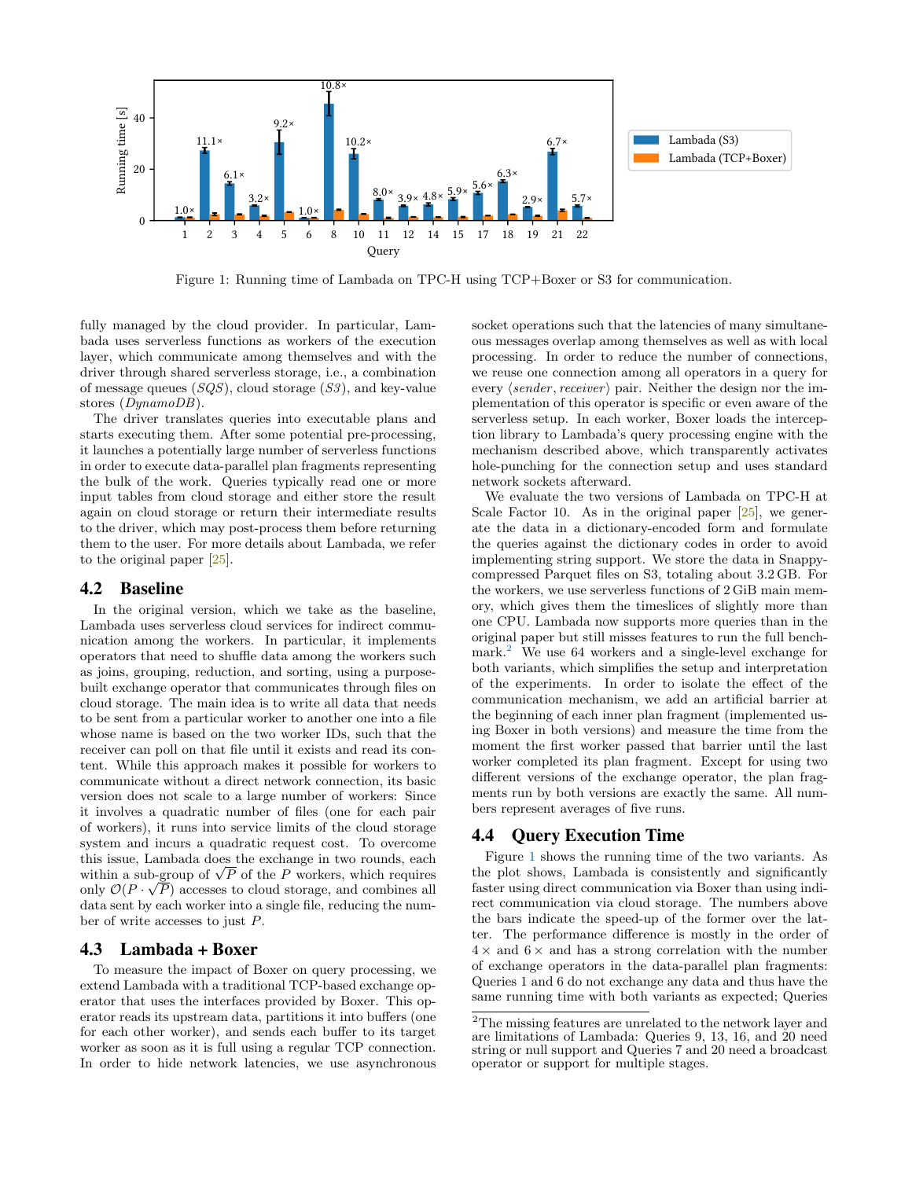Figure 1: Running time of Lambada on TPC-H using TCP+Boxer or S3 for communication.

fully managed by the cloud provider. In particular, Lambada uses serverless functions as workers of the execution layer, which communicate among themselves and with the driver through shared serverless storage, i.e., a combination of message queues (*SQS*), cloud storage (*S3*), and key-value stores (*DynamoDB*).

The driver translates queries into executable plans and starts executing them. After some potential pre-processing, it launches a potentially large number of serverless functions in order to execute data-parallel plan fragments representing the bulk of the work. Queries typically read one or more input tables from cloud storage and either store the result again on cloud storage or return their intermediate results to the driver, which may post-process them before returning them to the user. For more details about Lambada, we refer to the original paper [25].

## 4.2 Baseline

In the original version, which we take as the baseline, Lambada uses serverless cloud services for indirect communication among the workers. In particular, it implements operators that need to shuffle data among the workers such as joins, grouping, reduction, and sorting, using a purpose-built exchange operator that communicates through files on cloud storage. The main idea is to write all data that needs to be sent from a particular worker to another one into a file whose name is based on the two worker IDs, such that the receiver can poll on that file until it exists and read its content. While this approach makes it possible for workers to communicate without a direct network connection, its basic version does not scale to a large number of workers: Since it involves a quadratic number of files (one for each pair of workers), it runs into service limits of the cloud storage system and incurs a quadratic request cost. To overcome this issue, Lambada does the exchange in two rounds, each within a sub-group of $\sqrt{P}$ of the $P$ workers, which requires only $\mathcal{O}(P \cdot \sqrt{P})$ accesses to cloud storage, and combines all data sent by each worker into a single file, reducing the number of write accesses to just $P$.

## 4.3 Lambada + Boxer

To measure the impact of Boxer on query processing, we extend Lambada with a traditional TCP-based exchange operator that uses the interfaces provided by Boxer. This operator reads its upstream data, partitions it into buffers (one for each other worker), and sends each buffer to its target worker as soon as it is full using a regular TCP connection. In order to hide network latencies, we use asynchronous socket operations such that the latencies of many simultaneous messages overlap among themselves as well as with local processing. In order to reduce the number of connections, we reuse one connection among all operators in a query for every $\langle sender, receiver \rangle$ pair. Neither the design nor the implementation of this operator is specific or even aware of the serverless setup. In each worker, Boxer loads the interception library to Lambada's query processing engine with the mechanism described above, which transparently activates hole-punching for the connection setup and uses standard network sockets afterward.

We evaluate the two versions of Lambada on TPC-H at Scale Factor 10. As in the original paper [25], we generate the data in a dictionary-encoded form and formulate the queries against the dictionary codes in order to avoid implementing string support. We store the data in Snappy-compressed Parquet files on S3, totaling about 3.2 GB. For the workers, we use serverless functions of 2 GiB main memory, which gives them the timeslices of slightly more than one CPU. Lambada now supports more queries than in the original paper but still misses features to run the full benchmark.[2] We use 64 workers and a single-level exchange for both variants, which simplifies the setup and interpretation of the experiments. In order to isolate the effect of the communication mechanism, we add an artificial barrier at the beginning of each inner plan fragment (implemented using Boxer in both versions) and measure the time from the moment the first worker passed that barrier until the last worker completed its plan fragment. Except for using two different versions of the exchange operator, the plan fragments run by both versions are exactly the same. All numbers represent averages of five runs.

## 4.4 Query Execution Time

Figure 1 shows the running time of the two variants. As the plot shows, Lambada is consistently and significantly faster using direct communication via Boxer than using indirect communication via cloud storage. The numbers above the bars indicate the speed-up of the former over the latter. The performance difference is mostly in the order of 4 × and 6 × and has a strong correlation with the number of exchange operators in the data-parallel plan fragments: Queries 1 and 6 do not exchange any data and thus have the same running time with both variants as expected; Queries

[2] The missing features are unrelated to the network layer and are limitations of Lambada: Queries 9, 13, 16, and 20 need string or null support and Queries 7 and 20 need a broadcast operator or support for multiple stages.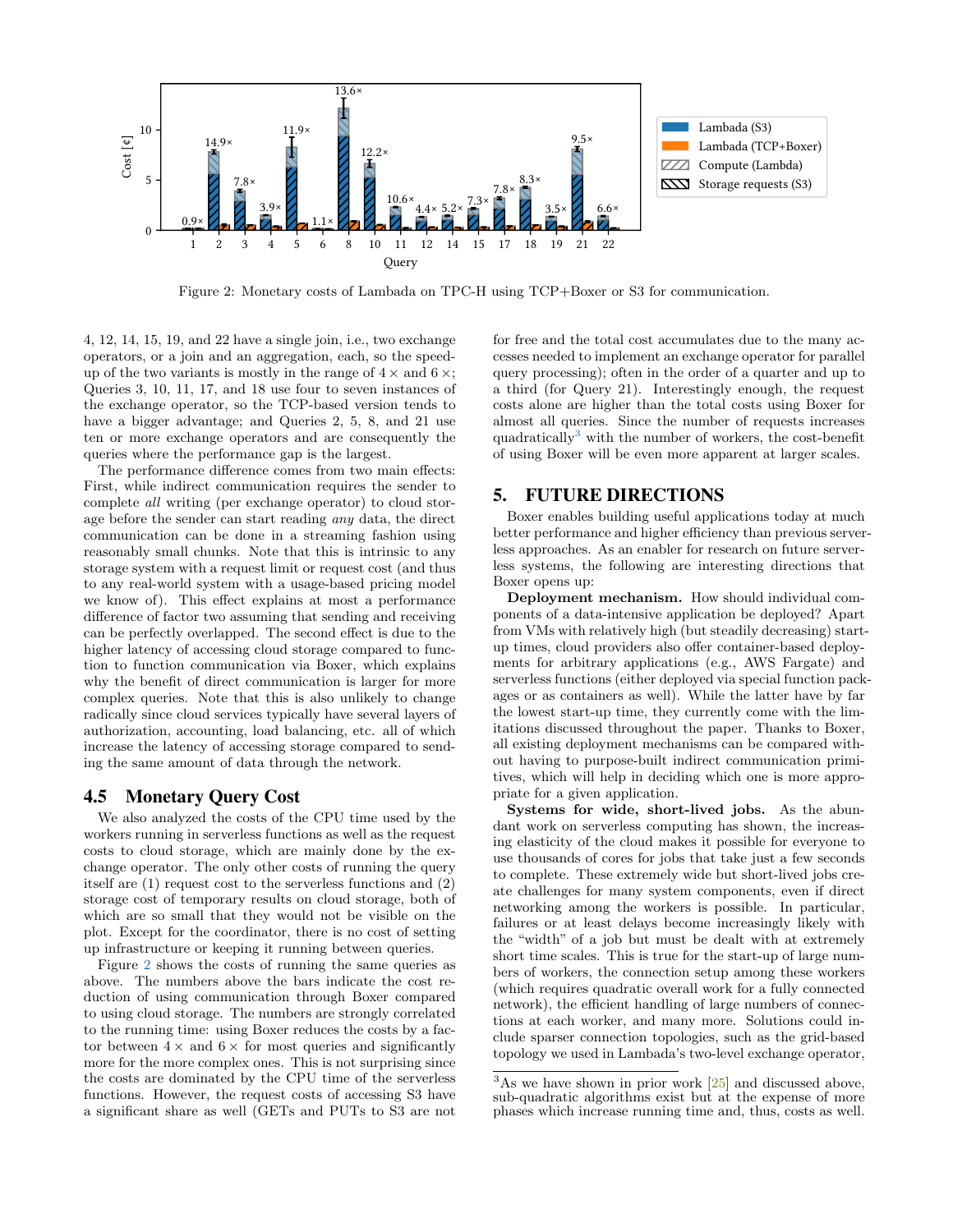Figure 2: Monetary costs of Lambada on TPC-H using TCP+Boxer or S3 for communication.

4, 12, 14, 15, 19, and 22 have a single join, i.e., two exchange operators, or a join and an aggregation, each, so the speed-up of the two variants is mostly in the range of 4 × and 6 ×; Queries 3, 10, 11, 17, and 18 use four to seven instances of the exchange operator, so the TCP-based version tends to have a bigger advantage; and Queries 2, 5, 8, and 21 use ten or more exchange operators and are consequently the queries where the performance gap is the largest.

The performance difference comes from two main effects: First, while indirect communication requires the sender to complete *all* writing (per exchange operator) to cloud storage before the sender can start reading *any* data, the direct communication can be done in a streaming fashion using reasonably small chunks. Note that this is intrinsic to any storage system with a request limit or request cost (and thus to any real-world system with a usage-based pricing model we know of). This effect explains at most a performance difference of factor two assuming that sending and receiving can be perfectly overlapped. The second effect is due to the higher latency of accessing cloud storage compared to function to function communication via Boxer, which explains why the benefit of direct communication is larger for more complex queries. Note that this is also unlikely to change radically since cloud services typically have several layers of authorization, accounting, load balancing, etc. all of which increase the latency of accessing storage compared to sending the same amount of data through the network.

## 4.5 Monetary Query Cost

We also analyzed the costs of the CPU time used by the workers running in serverless functions as well as the request costs to cloud storage, which are mainly done by the exchange operator. The only other costs of running the query itself are (1) request cost to the serverless functions and (2) storage cost of temporary results on cloud storage, both of which are so small that they would not be visible on the plot. Except for the coordinator, there is no cost of setting up infrastructure or keeping it running between queries.

Figure 2 shows the costs of running the same queries as above. The numbers above the bars indicate the cost reduction of using communication through Boxer compared to using cloud storage. The numbers are strongly correlated to the running time: using Boxer reduces the costs by a factor between 4 × and 6 × for most queries and significantly more for the more complex ones. This is not surprising since the costs are dominated by the CPU time of the serverless functions. However, the request costs of accessing S3 have a significant share as well (GETs and PUTs to S3 are not for free and the total cost accumulates due to the many accesses needed to implement an exchange operator for parallel query processing); often in the order of a quarter and up to a third (for Query 21). Interestingly enough, the request costs alone are higher than the total costs using Boxer for almost all queries. Since the number of requests increases quadratically[3] with the number of workers, the cost-benefit of using Boxer will be even more apparent at larger scales.

## 5. FUTURE DIRECTIONS

Boxer enables building useful applications today at much better performance and higher efficiency than previous serverless approaches. As an enabler for research on future serverless systems, the following are interesting directions that Boxer opens up:

**Deployment mechanism.** How should individual components of a data-intensive application be deployed? Apart from VMs with relatively high (but steadily decreasing) start-up times, cloud providers also offer container-based deployments for arbitrary applications (e.g., AWS Fargate) and serverless functions (either deployed via special function packages or as containers as well). While the latter have by far the lowest start-up time, they currently come with the limitations discussed throughout the paper. Thanks to Boxer, all existing deployment mechanisms can be compared without having to purpose-built indirect communication primitives, which will help in deciding which one is more appropriate for a given application.

**Systems for wide, short-lived jobs.** As the abundant work on serverless computing has shown, the increasing elasticity of the cloud makes it possible for everyone to use thousands of cores for jobs that take just a few seconds to complete. These extremely wide but short-lived jobs create challenges for many system components, even if direct networking among the workers is possible. In particular, failures or at least delays become increasingly likely with the "width" of a job but must be dealt with at extremely short time scales. This is true for the start-up of large numbers of workers, the connection setup among these workers (which requires quadratic overall work for a fully connected network), the efficient handling of large numbers of connections at each worker, and many more. Solutions could include sparser connection topologies, such as the grid-based topology we used in Lambada's two-level exchange operator,

[3] As we have shown in prior work [25] and discussed above, sub-quadratic algorithms exist but at the expense of more phases which increase running time and, thus, costs as well.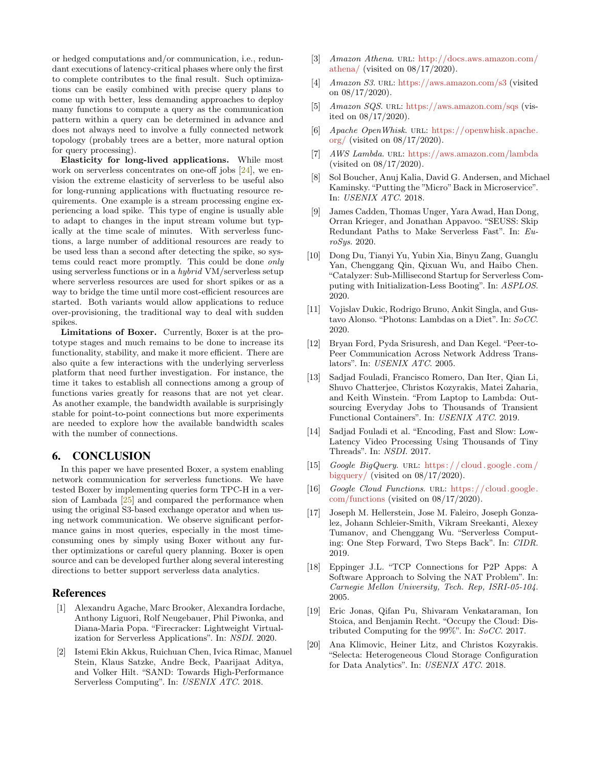or hedged computations and/or communication, i.e., redundant executions of latency-critical phases where only the first to complete contributes to the final result. Such optimizations can be easily combined with precise query plans to come up with better, less demanding approaches to deploy many functions to compute a query as the communication pattern within a query can be determined in advance and does not always need to involve a fully connected network topology (probably trees are a better, more natural option for query processing).

**Elasticity for long-lived applications.** While most work on serverless concentrates on one-off jobs [24], we envision the extreme elasticity of serverless to be useful also for long-running applications with fluctuating resource requirements. One example is a stream processing engine experiencing a load spike. This type of engine is usually able to adapt to changes in the input stream volume but typically at the time scale of minutes. With serverless functions, a large number of additional resources are ready to be used less than a second after detecting the spike, so systems could react more promptly. This could be done *only* using serverless functions or in a *hybrid* VM/serverless setup where serverless resources are used for short spikes or as a way to bridge the time until more cost-efficient resources are started. Both variants would allow applications to reduce over-provisioning, the traditional way to deal with sudden spikes.

**Limitations of Boxer.** Currently, Boxer is at the prototype stages and much remains to be done to increase its functionality, stability, and make it more efficient. There are also quite a few interactions with the underlying serverless platform that need further investigation. For instance, the time it takes to establish all connections among a group of functions varies greatly for reasons that are not yet clear. As another example, the bandwidth available is surprisingly stable for point-to-point connections but more experiments are needed to explore how the available bandwidth scales with the number of connections.

## 6. CONCLUSION

In this paper we have presented Boxer, a system enabling network communication for serverless functions. We have tested Boxer by implementing queries form TPC-H in a version of Lambada [25] and compared the performance when using the original S3-based exchange operator and when using network communication. We observe significant performance gains in most queries, especially in the most time-consuming ones by simply using Boxer without any further optimizations or careful query planning. Boxer is open source and can be developed further along several interesting directions to better support serverless data analytics.

## References

[1] Alexandru Agache, Marc Brooker, Alexandra Iordache, Anthony Liguori, Rolf Neugebauer, Phil Piwonka, and Diana-Maria Popa. "Firecracker: Lightweight Virtualization for Serverless Applications". In: *NSDI*. 2020.

[2] Istemi Ekin Akkus, Ruichuan Chen, Ivica Rimac, Manuel Stein, Klaus Satzke, Andre Beck, Paarijaat Aditya, and Volker Hilt. "SAND: Towards High-Performance Serverless Computing". In: *USENIX ATC*. 2018.

[3] *Amazon Athena*. URL: http://docs.aws.amazon.com/athena/ (visited on 08/17/2020).

[4] *Amazon S3*. URL: https://aws.amazon.com/s3 (visited on 08/17/2020).

[5] *Amazon SQS*. URL: https://aws.amazon.com/sqs (visited on 08/17/2020).

[6] *Apache OpenWhisk*. URL: https://openwhisk.apache.org/ (visited on 08/17/2020).

[7] *AWS Lambda*. URL: https://aws.amazon.com/lambda (visited on 08/17/2020).

[8] Sol Boucher, Anuj Kalia, David G. Andersen, and Michael Kaminsky. "Putting the "Micro" Back in Microservice". In: *USENIX ATC*. 2018.

[9] James Cadden, Thomas Unger, Yara Awad, Han Dong, Orran Krieger, and Jonathan Appavoo. "SEUSS: Skip Redundant Paths to Make Serverless Fast". In: *EuroSys*. 2020.

[10] Dong Du, Tianyi Yu, Yubin Xia, Binyu Zang, Guanglu Yan, Chenggang Qin, Qixuan Wu, and Haibo Chen. "Catalyzer: Sub-Millisecond Startup for Serverless Computing with Initialization-Less Booting". In: *ASPLOS*. 2020.

[11] Vojislav Dukic, Rodrigo Bruno, Ankit Singla, and Gustavo Alonso. "Photons: Lambdas on a Diet". In: *SoCC*. 2020.

[12] Bryan Ford, Pyda Srisuresh, and Dan Kegel. "Peer-to-Peer Communication Across Network Address Translators". In: *USENIX ATC*. 2005.

[13] Sadjad Fouladi, Francisco Romero, Dan Iter, Qian Li, Shuvo Chatterjee, Christos Kozyrakis, Matei Zaharia, and Keith Winstein. "From Laptop to Lambda: Outsourcing Everyday Jobs to Thousands of Transient Functional Containers". In: *USENIX ATC*. 2019.

[14] Sadjad Fouladi et al. "Encoding, Fast and Slow: Low-Latency Video Processing Using Thousands of Tiny Threads". In: *NSDI*. 2017.

[15] *Google BigQuery*. URL: https://cloud.google.com/bigquery/ (visited on 08/17/2020).

[16] *Google Cloud Functions*. URL: https://cloud.google.com/functions (visited on 08/17/2020).

[17] Joseph M. Hellerstein, Jose M. Faleiro, Joseph Gonzalez, Johann Schleier-Smith, Vikram Sreekanti, Alexey Tumanov, and Chenggang Wu. "Serverless Computing: One Step Forward, Two Steps Back". In: *CIDR*. 2019.

[18] Eppinger J.L. "TCP Connections for P2P Apps: A Software Approach to Solving the NAT Problem". In: *Carnegie Mellon University, Tech. Rep, ISRI-05-104*. 2005.

[19] Eric Jonas, Qifan Pu, Shivaram Venkataraman, Ion Stoica, and Benjamin Recht. "Occupy the Cloud: Distributed Computing for the 99%". In: *SoCC*. 2017.

[20] Ana Klimovic, Heiner Litz, and Christos Kozyrakis. "Selecta: Heterogeneous Cloud Storage Configuration for Data Analytics". In: *USENIX ATC*. 2018.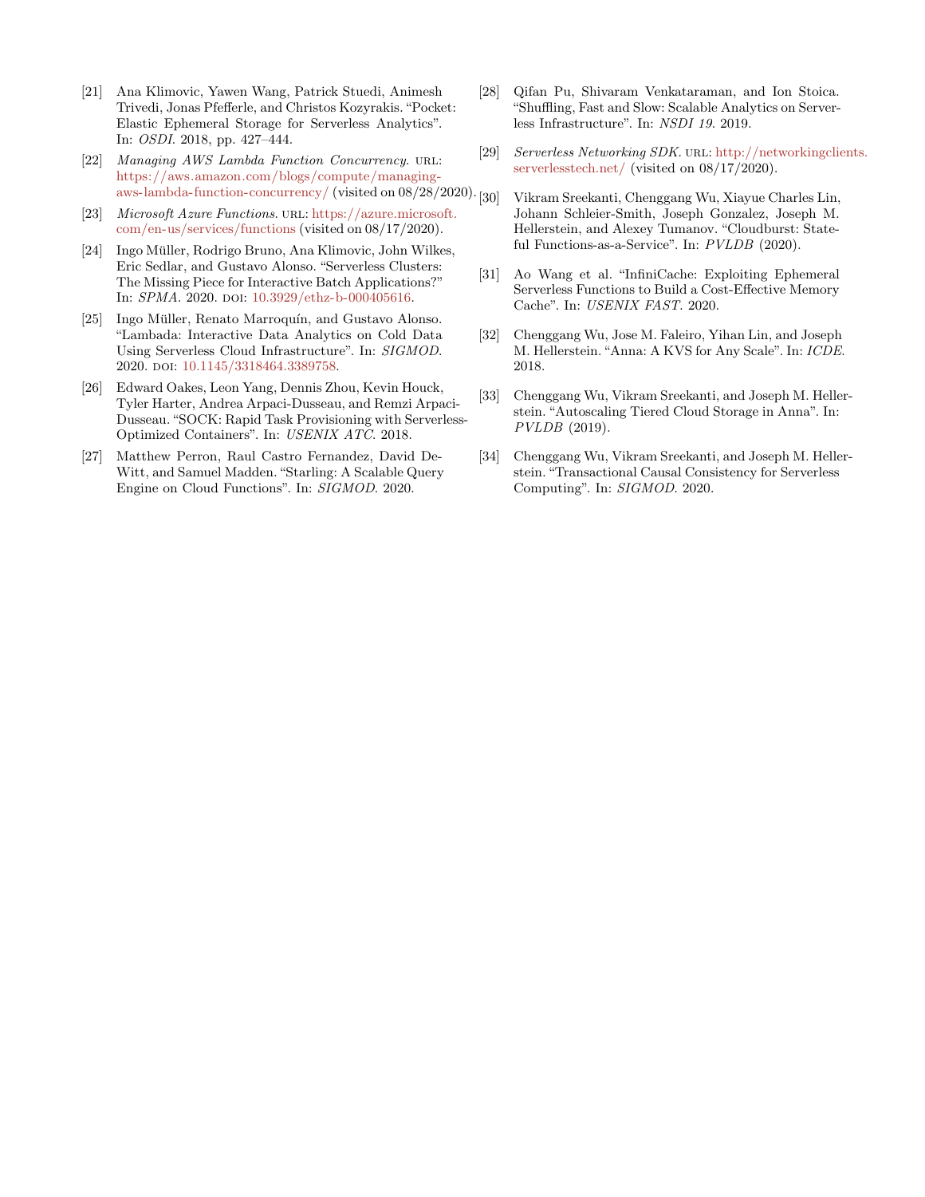[21] Ana Klimovic, Yawen Wang, Patrick Stuedi, Animesh Trivedi, Jonas Pfefferle, and Christos Kozyrakis. "Pocket: Elastic Ephemeral Storage for Serverless Analytics". In: *OSDI*. 2018, pp. 427–444.

[22] *Managing AWS Lambda Function Concurrency*. URL: https://aws.amazon.com/blogs/compute/managing-aws-lambda-function-concurrency/ (visited on 08/28/2020).

[23] *Microsoft Azure Functions*. URL: https://azure.microsoft.com/en-us/services/functions (visited on 08/17/2020).

[24] Ingo Müller, Rodrigo Bruno, Ana Klimovic, John Wilkes, Eric Sedlar, and Gustavo Alonso. "Serverless Clusters: The Missing Piece for Interactive Batch Applications?" In: *SPMA*. 2020. DOI: 10.3929/ethz-b-000405616.

[25] Ingo Müller, Renato Marroquín, and Gustavo Alonso. "Lambada: Interactive Data Analytics on Cold Data Using Serverless Cloud Infrastructure". In: *SIGMOD*. 2020. DOI: 10.1145/3318464.3389758.

[26] Edward Oakes, Leon Yang, Dennis Zhou, Kevin Houck, Tyler Harter, Andrea Arpaci-Dusseau, and Remzi Arpaci-Dusseau. "SOCK: Rapid Task Provisioning with Serverless-Optimized Containers". In: *USENIX ATC*. 2018.

[27] Matthew Perron, Raul Castro Fernandez, David DeWitt, and Samuel Madden. "Starling: A Scalable Query Engine on Cloud Functions". In: *SIGMOD*. 2020.

[28] Qifan Pu, Shivaram Venkataraman, and Ion Stoica. "Shuffling, Fast and Slow: Scalable Analytics on Serverless Infrastructure". In: *NSDI 19*. 2019.

[29] *Serverless Networking SDK*. URL: http://networkingclients.serverlesstech.net/ (visited on 08/17/2020).

[30] Vikram Sreekanti, Chenggang Wu, Xiayue Charles Lin, Johann Schleier-Smith, Joseph Gonzalez, Joseph M. Hellerstein, and Alexey Tumanov. "Cloudburst: Stateful Functions-as-a-Service". In: *PVLDB* (2020).

[31] Ao Wang et al. "InfiniCache: Exploiting Ephemeral Serverless Functions to Build a Cost-Effective Memory Cache". In: *USENIX FAST*. 2020.

[32] Chenggang Wu, Jose M. Faleiro, Yihan Lin, and Joseph M. Hellerstein. "Anna: A KVS for Any Scale". In: *ICDE*. 2018.

[33] Chenggang Wu, Vikram Sreekanti, and Joseph M. Hellerstein. "Autoscaling Tiered Cloud Storage in Anna". In: *PVLDB* (2019).

[34] Chenggang Wu, Vikram Sreekanti, and Joseph M. Hellerstein. "Transactional Causal Consistency for Serverless Computing". In: *SIGMOD*. 2020.